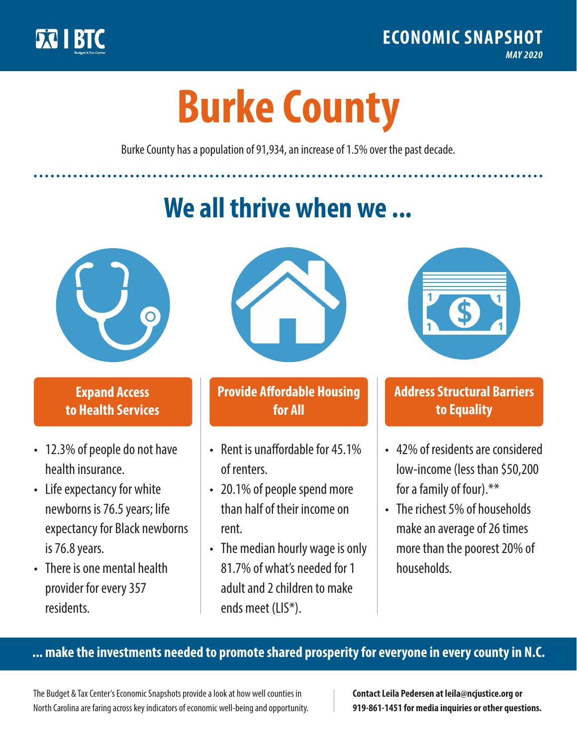BTC

Budget & Tax Center

**ECONOMIC SNAPSHOT**

*MAY 2020*

# Burke County

Burke County has a population of 91,934, an increase of 1.5% over the past decade.

## We all thrive when we ...

### Expand Access to Health Services

- 12.3% of people do not have health insurance.
- Life expectancy for white newborns is 76.5 years; life expectancy for Black newborns is 76.8 years.
- There is one mental health provider for every 357 residents.

### Provide Affordable Housing for All

- Rent is unaffordable for 45.1% of renters.
- 20.1% of people spend more than half of their income on rent.
- The median hourly wage is only 81.7% of what's needed for 1 adult and 2 children to make ends meet (LIS*).

### Address Structural Barriers to Equality

- 42% of residents are considered low-income (less than $50,200 for a family of four).**
- The richest 5% of households make an average of 26 times more than the poorest 20% of households.

**... make the investments needed to promote shared prosperity for everyone in every county in N.C.**

The Budget & Tax Center's Economic Snapshots provide a look at how well counties in North Carolina are faring across key indicators of economic well-being and opportunity.

**Contact Leila Pedersen at leila@ncjustice.org or 919-861-1451 for media inquiries or other questions.**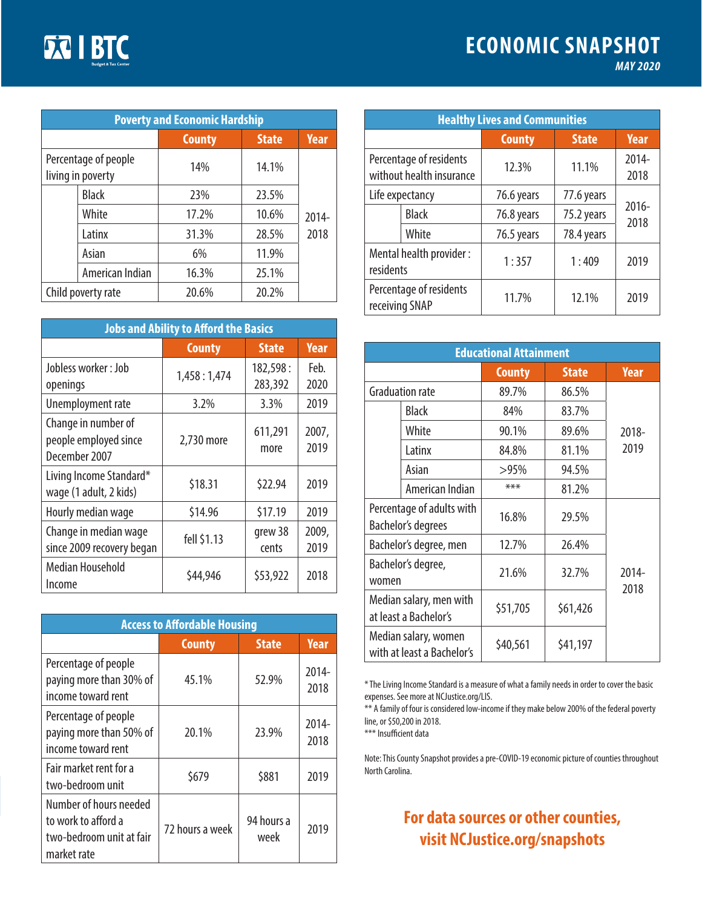# ECONOMIC SNAPSHOT

*MAY 2020*

| Poverty and Economic Hardship | | County | State | Year |
|---|---|---|---|---|
| Percentage of people living in poverty | | 14% | 14.1% | 2014-2018 |
| | Black | 23% | 23.5% | |
| | White | 17.2% | 10.6% | |
| | Latinx | 31.3% | 28.5% | |
| | Asian | 6% | 11.9% | |
| | American Indian | 16.3% | 25.1% | |
| Child poverty rate | | 20.6% | 20.2% | |

| Jobs and Ability to Afford the Basics | County | State | Year |
|---|---|---|---|
| Jobless worker : Job openings | 1,458 : 1,474 | 182,598 : 283,392 | Feb. 2020 |
| Unemployment rate | 3.2% | 3.3% | 2019 |
| Change in number of people employed since December 2007 | 2,730 more | 611,291 more | 2007, 2019 |
| Living Income Standard* wage (1 adult, 2 kids) | $18.31 | $22.94 | 2019 |
| Hourly median wage | $14.96 | $17.19 | 2019 |
| Change in median wage since 2009 recovery began | fell $1.13 | grew 38 cents | 2009, 2019 |
| Median Household Income | $44,946 | $53,922 | 2018 |

| Access to Affordable Housing | County | State | Year |
|---|---|---|---|
| Percentage of people paying more than 30% of income toward rent | 45.1% | 52.9% | 2014-2018 |
| Percentage of people paying more than 50% of income toward rent | 20.1% | 23.9% | 2014-2018 |
| Fair market rent for a two-bedroom unit | $679 | $881 | 2019 |
| Number of hours needed to work to afford a two-bedroom unit at fair market rate | 72 hours a week | 94 hours a week | 2019 |

| Healthy Lives and Communities | | County | State | Year |
|---|---|---|---|---|
| Percentage of residents without health insurance | | 12.3% | 11.1% | 2014-2018 |
| Life expectancy | | 76.6 years | 77.6 years | 2016-2018 |
| | Black | 76.8 years | 75.2 years | |
| | White | 76.5 years | 78.4 years | |
| Mental health provider : residents | | 1 : 357 | 1 : 409 | 2019 |
| Percentage of residents receiving SNAP | | 11.7% | 12.1% | 2019 |

| Educational Attainment | | County | State | Year |
|---|---|---|---|---|
| Graduation rate | | 89.7% | 86.5% | 2018-2019 |
| | Black | 84% | 83.7% | |
| | White | 90.1% | 89.6% | |
| | Latinx | 84.8% | 81.1% | |
| | Asian | >95% | 94.5% | |
| | American Indian | *** | 81.2% | |
| Percentage of adults with Bachelor's degrees | | 16.8% | 29.5% | 2014-2018 |
| Bachelor's degree, men | | 12.7% | 26.4% | |
| Bachelor's degree, women | | 21.6% | 32.7% | |
| Median salary, men with at least a Bachelor's | | $51,705 | $61,426 | |
| Median salary, women with at least a Bachelor's | | $40,561 | $41,197 | |

* The Living Income Standard is a measure of what a family needs in order to cover the basic expenses. See more at NCJustice.org/LIS.

** A family of four is considered low-income if they make below 200% of the federal poverty line, or $50,200 in 2018.

*** Insufficient data

Note: This County Snapshot provides a pre-COVID-19 economic picture of counties throughout North Carolina.

**For data sources or other counties, visit NCJustice.org/snapshots**